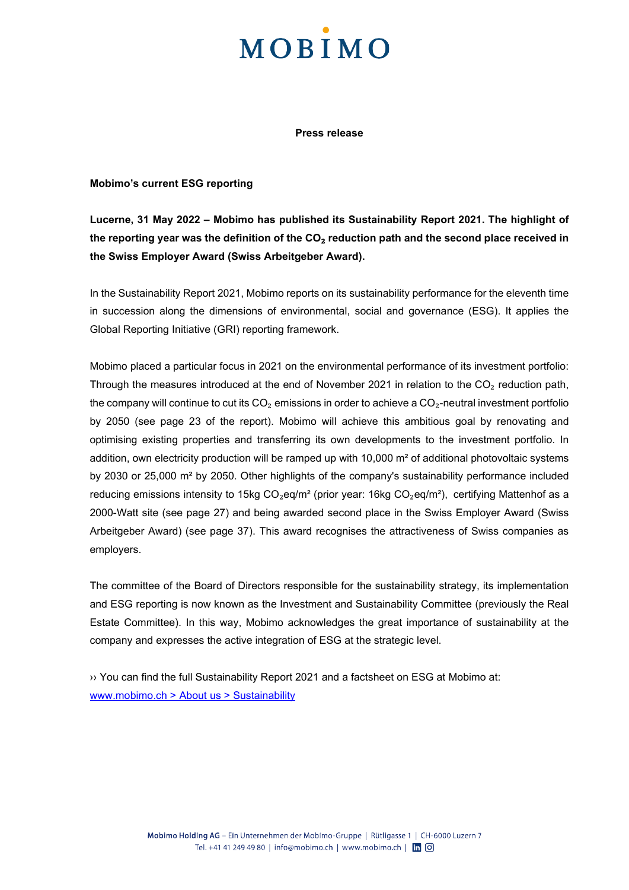MOBIMO

**Press release**

**Mobimo's current ESG reporting**

**Lucerne, 31 May 2022 – Mobimo has published its Sustainability Report 2021. The highlight of the reporting year was the definition of the $CO_2$ reduction path and the second place received in the Swiss Employer Award (Swiss Arbeitgeber Award).**

In the Sustainability Report 2021, Mobimo reports on its sustainability performance for the eleventh time in succession along the dimensions of environmental, social and governance (ESG). It applies the Global Reporting Initiative (GRI) reporting framework.

Mobimo placed a particular focus in 2021 on the environmental performance of its investment portfolio: Through the measures introduced at the end of November 2021 in relation to the $CO_2$ reduction path, the company will continue to cut its $CO_2$ emissions in order to achieve a $CO_2$-neutral investment portfolio by 2050 (see page 23 of the report). Mobimo will achieve this ambitious goal by renovating and optimising existing properties and transferring its own developments to the investment portfolio. In addition, own electricity production will be ramped up with 10,000 m² of additional photovoltaic systems by 2030 or 25,000 m² by 2050. Other highlights of the company's sustainability performance included reducing emissions intensity to 15kg $CO_2$eq/m² (prior year: 16kg $CO_2$eq/m²), certifying Mattenhof as a 2000-Watt site (see page 27) and being awarded second place in the Swiss Employer Award (Swiss Arbeitgeber Award) (see page 37). This award recognises the attractiveness of Swiss companies as employers.

The committee of the Board of Directors responsible for the sustainability strategy, its implementation and ESG reporting is now known as the Investment and Sustainability Committee (previously the Real Estate Committee). In this way, Mobimo acknowledges the great importance of sustainability at the company and expresses the active integration of ESG at the strategic level.

›› You can find the full Sustainability Report 2021 and a factsheet on ESG at Mobimo at:
[www.mobimo.ch > About us > Sustainability](www.mobimo.ch)

Mobimo Holding AG – Ein Unternehmen der Mobimo-Gruppe | Rütligasse 1 | CH-6000 Luzern 7
Tel. +41 41 249 49 80 | info@mobimo.ch | www.mobimo.ch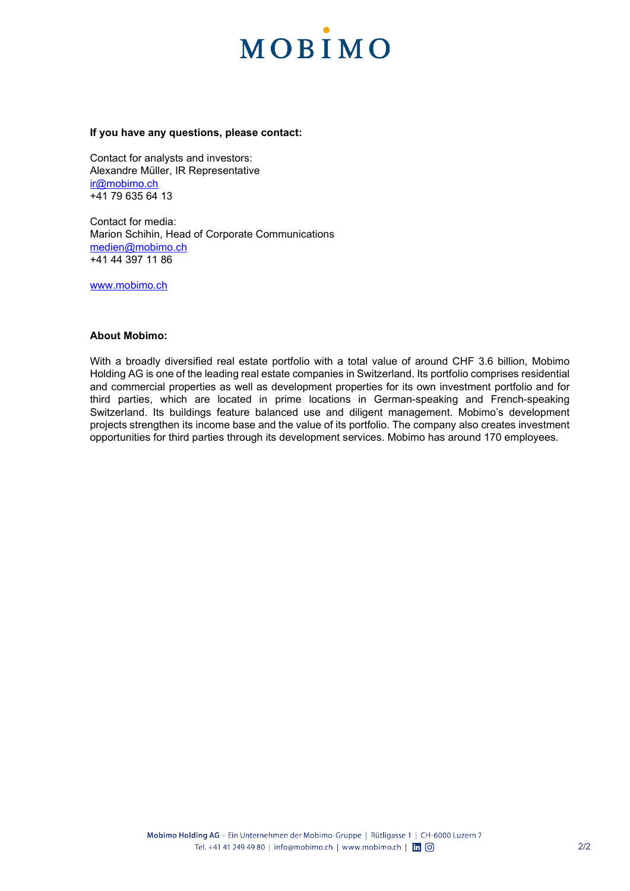**If you have any questions, please contact:**

Contact for analysts and investors:
Alexandre Müller, IR Representative
ir@mobimo.ch
+41 79 635 64 13

Contact for media:
Marion Schihin, Head of Corporate Communications
medien@mobimo.ch
+41 44 397 11 86

www.mobimo.ch

**About Mobimo:**

With a broadly diversified real estate portfolio with a total value of around CHF 3.6 billion, Mobimo Holding AG is one of the leading real estate companies in Switzerland. Its portfolio comprises residential and commercial properties as well as development properties for its own investment portfolio and for third parties, which are located in prime locations in German-speaking and French-speaking Switzerland. Its buildings feature balanced use and diligent management. Mobimo's development projects strengthen its income base and the value of its portfolio. The company also creates investment opportunities for third parties through its development services. Mobimo has around 170 employees.